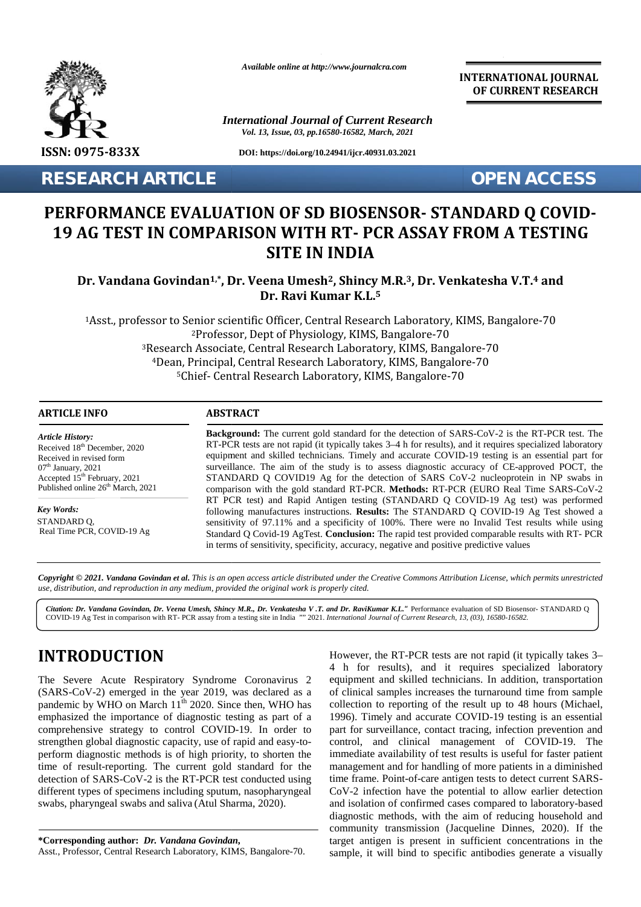**RESEARCH ARTICLE** **OPEN ACCESS**

# PERFORMANCE EVALUATION OF SD BIOSENSOR- STANDARD Q COVID-19 AG TEST IN COMPARISON WITH RT- PCR ASSAY FROM A TESTING SITE IN INDIA

**Dr. Vandana Govindan[1,*], Dr. Veena Umesh[2], Shincy M.R.[3], Dr. Venkatesha V.T.[4] and Dr. Ravi Kumar K.L.[5]**

[1]Asst., professor to Senior scientific Officer, Central Research Laboratory, KIMS, Bangalore-70
[2]Professor, Dept of Physiology, KIMS, Bangalore-70
[3]Research Associate, Central Research Laboratory, KIMS, Bangalore-70
[4]Dean, Principal, Central Research Laboratory, KIMS, Bangalore-70
[5]Chief- Central Research Laboratory, KIMS, Bangalore-70

### ARTICLE INFO

*Article History:*
Received 18th December, 2020
Received in revised form
07th January, 2021
Accepted 15th February, 2021
Published online 26th March, 2021

*Key Words:*
STANDARD Q,
Real Time PCR, COVID-19 Ag

### ABSTRACT

**Background:** The current gold standard for the detection of SARS-CoV-2 is the RT-PCR test. The RT-PCR tests are not rapid (it typically takes 3–4 h for results), and it requires specialized laboratory equipment and skilled technicians. Timely and accurate COVID-19 testing is an essential part for surveillance. The aim of the study is to assess diagnostic accuracy of CE-approved POCT, the STANDARD Q COVID19 Ag for the detection of SARS CoV-2 nucleoprotein in NP swabs in comparison with the gold standard RT-PCR. **Methods:** RT-PCR (EURO Real Time SARS-CoV-2 RT PCR test) and Rapid Antigen testing (STANDARD Q COVID-19 Ag test) was performed following manufactures instructions. **Results:** The STANDARD Q COVID-19 Ag Test showed a sensitivity of 97.11% and a specificity of 100%. There were no Invalid Test results while using Standard Q Covid-19 AgTest. **Conclusion:** The rapid test provided comparable results with RT- PCR in terms of sensitivity, specificity, accuracy, negative and positive predictive values

***Copyright © 2021. Vandana Govindan et al.*** *This is an open access article distributed under the Creative Commons Attribution License, which permits unrestricted use, distribution, and reproduction in any medium, provided the original work is properly cited.*

***Citation: Dr. Vandana Govindan, Dr. Veena Umesh, Shincy M.R., Dr. Venkatesha V .T. and Dr. RaviKumar K.L.*"** Performance evaluation of SD Biosensor- STANDARD Q COVID-19 Ag Test in comparison with RT- PCR assay from a testing site in India "" 2021. *International Journal of Current Research, 13, (03), 16580-16582.*

## INTRODUCTION

The Severe Acute Respiratory Syndrome Coronavirus 2 (SARS-CoV-2) emerged in the year 2019, was declared as a pandemic by WHO on March 11th 2020. Since then, WHO has emphasized the importance of diagnostic testing as part of a comprehensive strategy to control COVID-19. In order to strengthen global diagnostic capacity, use of rapid and easy-to-perform diagnostic methods is of high priority, to shorten the time of result-reporting. The current gold standard for the detection of SARS-CoV-2 is the RT-PCR test conducted using different types of specimens including sputum, nasopharyngeal swabs, pharyngeal swabs and saliva (Atul Sharma, 2020).

However, the RT-PCR tests are not rapid (it typically takes 3–4 h for results), and it requires specialized laboratory equipment and skilled technicians. In addition, transportation of clinical samples increases the turnaround time from sample collection to reporting of the result up to 48 hours (Michael, 1996). Timely and accurate COVID-19 testing is an essential part for surveillance, contact tracing, infection prevention and control, and clinical management of COVID-19. The immediate availability of test results is useful for faster patient management and for handling of more patients in a diminished time frame. Point-of-care antigen tests to detect current SARS-CoV-2 infection have the potential to allow earlier detection and isolation of confirmed cases compared to laboratory-based diagnostic methods, with the aim of reducing household and community transmission (Jacqueline Dinnes, 2020). If the target antigen is present in sufficient concentrations in the sample, it will bind to specific antibodies generate a visually

**\*Corresponding author:** ***Dr. Vandana Govindan,***
Asst., Professor, Central Research Laboratory, KIMS, Bangalore-70.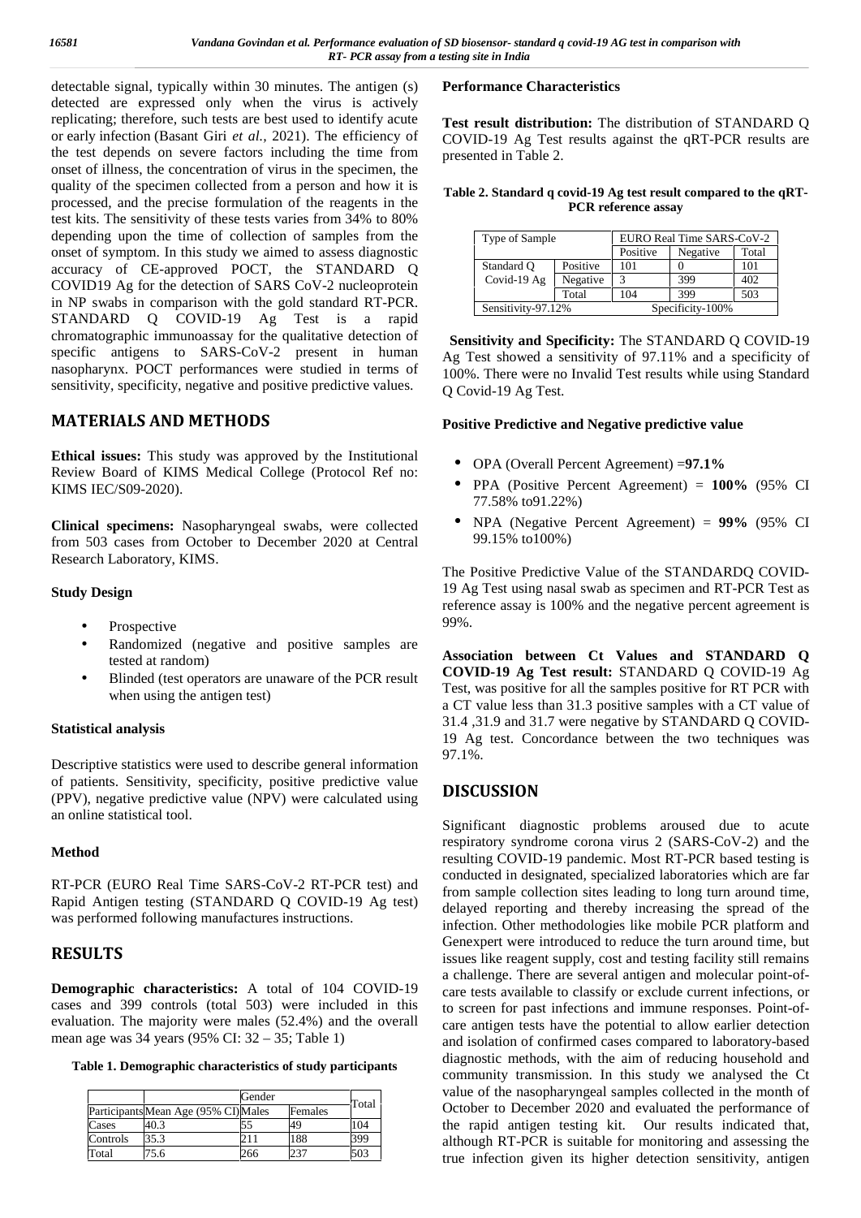detectable signal, typically within 30 minutes. The antigen (s) detected are expressed only when the virus is actively replicating; therefore, such tests are best used to identify acute or early infection (Basant Giri *et al.*, 2021). The efficiency of the test depends on severe factors including the time from onset of illness, the concentration of virus in the specimen, the quality of the specimen collected from a person and how it is processed, and the precise formulation of the reagents in the test kits. The sensitivity of these tests varies from 34% to 80% depending upon the time of collection of samples from the onset of symptom. In this study we aimed to assess diagnostic accuracy of CE-approved POCT, the STANDARD Q COVID19 Ag for the detection of SARS CoV-2 nucleoprotein in NP swabs in comparison with the gold standard RT-PCR. STANDARD Q COVID-19 Ag Test is a rapid chromatographic immunoassay for the qualitative detection of specific antigens to SARS-CoV-2 present in human nasopharynx. POCT performances were studied in terms of sensitivity, specificity, negative and positive predictive values.

## MATERIALS AND METHODS

**Ethical issues:** This study was approved by the Institutional Review Board of KIMS Medical College (Protocol Ref no: KIMS IEC/S09-2020).

**Clinical specimens:** Nasopharyngeal swabs, were collected from 503 cases from October to December 2020 at Central Research Laboratory, KIMS.

### Study Design

- Prospective
- Randomized (negative and positive samples are tested at random)
- Blinded (test operators are unaware of the PCR result when using the antigen test)

### Statistical analysis

Descriptive statistics were used to describe general information of patients. Sensitivity, specificity, positive predictive value (PPV), negative predictive value (NPV) were calculated using an online statistical tool.

### Method

RT-PCR (EURO Real Time SARS-CoV-2 RT-PCR test) and Rapid Antigen testing (STANDARD Q COVID-19 Ag test) was performed following manufactures instructions.

## RESULTS

**Demographic characteristics:** A total of 104 COVID-19 cases and 399 controls (total 503) were included in this evaluation. The majority were males (52.4%) and the overall mean age was 34 years (95% CI: 32 – 35; Table 1)

**Table 1. Demographic characteristics of study participants**

| Participants | Mean Age (95% CI) | Gender | | Total |
|---|---|---|---|---|
| | | Males | Females | |
| Cases | 40.3 | 55 | 49 | 104 |
| Controls | 35.3 | 211 | 188 | 399 |
| Total | 75.6 | 266 | 237 | 503 |

### Performance Characteristics

**Test result distribution:** The distribution of STANDARD Q COVID-19 Ag Test results against the qRT-PCR results are presented in Table 2.

**Table 2. Standard q covid-19 Ag test result compared to the qRT-PCR reference assay**

| Type of Sample | | EURO Real Time SARS-CoV-2 | | |
|---|---|---|---|---|
| | | Positive | Negative | Total |
| Standard Q Covid-19 Ag | Positive | 101 | 0 | 101 |
| | Negative | 3 | 399 | 402 |
| | Total | 104 | 399 | 503 |
| Sensitivity-97.12% | | Specificity-100% | | |

**Sensitivity and Specificity:** The STANDARD Q COVID-19 Ag Test showed a sensitivity of 97.11% and a specificity of 100%. There were no Invalid Test results while using Standard Q Covid-19 Ag Test.

**Positive Predictive and Negative predictive value**

- OPA (Overall Percent Agreement) =**97.1%**
- PPA (Positive Percent Agreement) = **100%** (95% CI 77.58% to91.22%)
- NPA (Negative Percent Agreement) = **99%** (95% CI 99.15% to100%)

The Positive Predictive Value of the STANDARDQ COVID-19 Ag Test using nasal swab as specimen and RT-PCR Test as reference assay is 100% and the negative percent agreement is 99%.

**Association between Ct Values and STANDARD Q COVID-19 Ag Test result:** STANDARD Q COVID-19 Ag Test, was positive for all the samples positive for RT PCR with a CT value less than 31.3 positive samples with a CT value of 31.4 ,31.9 and 31.7 were negative by STANDARD Q COVID-19 Ag test. Concordance between the two techniques was 97.1%.

## DISCUSSION

Significant diagnostic problems aroused due to acute respiratory syndrome corona virus 2 (SARS-CoV-2) and the resulting COVID-19 pandemic. Most RT-PCR based testing is conducted in designated, specialized laboratories which are far from sample collection sites leading to long turn around time, delayed reporting and thereby increasing the spread of the infection. Other methodologies like mobile PCR platform and Genexpert were introduced to reduce the turn around time, but issues like reagent supply, cost and testing facility still remains a challenge. There are several antigen and molecular point-of-care tests available to classify or exclude current infections, or to screen for past infections and immune responses. Point-of-care antigen tests have the potential to allow earlier detection and isolation of confirmed cases compared to laboratory-based diagnostic methods, with the aim of reducing household and community transmission. In this study we analysed the Ct value of the nasopharyngeal samples collected in the month of October to December 2020 and evaluated the performance of the rapid antigen testing kit. Our results indicated that, although RT-PCR is suitable for monitoring and assessing the true infection given its higher detection sensitivity, antigen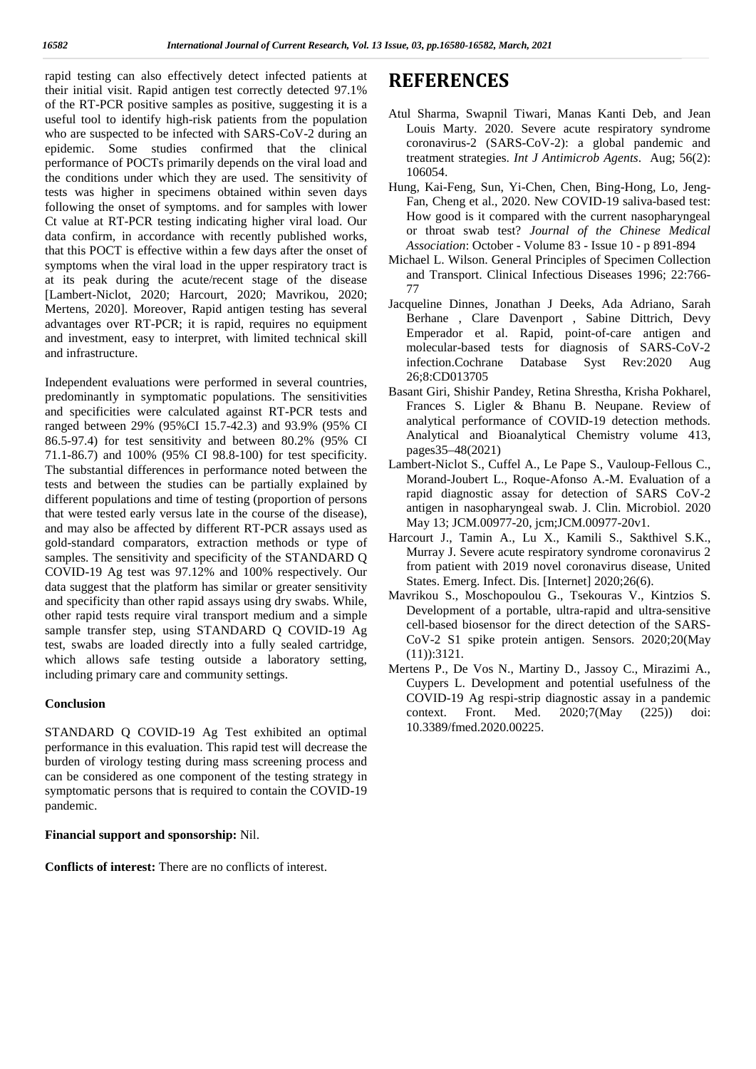rapid testing can also effectively detect infected patients at their initial visit. Rapid antigen test correctly detected 97.1% of the RT-PCR positive samples as positive, suggesting it is a useful tool to identify high-risk patients from the population who are suspected to be infected with SARS-CoV-2 during an epidemic. Some studies confirmed that the clinical performance of POCTs primarily depends on the viral load and the conditions under which they are used. The sensitivity of tests was higher in specimens obtained within seven days following the onset of symptoms. and for samples with lower Ct value at RT-PCR testing indicating higher viral load. Our data confirm, in accordance with recently published works, that this POCT is effective within a few days after the onset of symptoms when the viral load in the upper respiratory tract is at its peak during the acute/recent stage of the disease [Lambert-Niclot, 2020; Harcourt, 2020; Mavrikou, 2020; Mertens, 2020]. Moreover, Rapid antigen testing has several advantages over RT-PCR; it is rapid, requires no equipment and investment, easy to interpret, with limited technical skill and infrastructure.

Independent evaluations were performed in several countries, predominantly in symptomatic populations. The sensitivities and specificities were calculated against RT-PCR tests and ranged between 29% (95%CI 15.7-42.3) and 93.9% (95% CI 86.5-97.4) for test sensitivity and between 80.2% (95% CI 71.1-86.7) and 100% (95% CI 98.8-100) for test specificity. The substantial differences in performance noted between the tests and between the studies can be partially explained by different populations and time of testing (proportion of persons that were tested early versus late in the course of the disease), and may also be affected by different RT-PCR assays used as gold-standard comparators, extraction methods or type of samples. The sensitivity and specificity of the STANDARD Q COVID-19 Ag test was 97.12% and 100% respectively. Our data suggest that the platform has similar or greater sensitivity and specificity than other rapid assays using dry swabs. While, other rapid tests require viral transport medium and a simple sample transfer step, using STANDARD Q COVID-19 Ag test, swabs are loaded directly into a fully sealed cartridge, which allows safe testing outside a laboratory setting, including primary care and community settings.

### Conclusion

STANDARD Q COVID-19 Ag Test exhibited an optimal performance in this evaluation. This rapid test will decrease the burden of virology testing during mass screening process and can be considered as one component of the testing strategy in symptomatic persons that is required to contain the COVID-19 pandemic.

**Financial support and sponsorship:** Nil.

**Conflicts of interest:** There are no conflicts of interest.

# REFERENCES

Atul Sharma, Swapnil Tiwari, Manas Kanti Deb, and Jean Louis Marty. 2020. Severe acute respiratory syndrome coronavirus-2 (SARS-CoV-2): a global pandemic and treatment strategies. *Int J Antimicrob Agents*. Aug; 56(2): 106054.

Hung, Kai-Feng, Sun, Yi-Chen, Chen, Bing-Hong, Lo, Jeng-Fan, Cheng et al., 2020. New COVID-19 saliva-based test: How good is it compared with the current nasopharyngeal or throat swab test? *Journal of the Chinese Medical Association*: October - Volume 83 - Issue 10 - p 891-894

Michael L. Wilson. General Principles of Specimen Collection and Transport. Clinical Infectious Diseases 1996; 22:766-77

Jacqueline Dinnes, Jonathan J Deeks, Ada Adriano, Sarah Berhane , Clare Davenport , Sabine Dittrich, Devy Emperador et al. Rapid, point-of-care antigen and molecular-based tests for diagnosis of SARS-CoV-2 infection.Cochrane Database Syst Rev:2020 Aug 26;8:CD013705

Basant Giri, Shishir Pandey, Retina Shrestha, Krisha Pokharel, Frances S. Ligler & Bhanu B. Neupane. Review of analytical performance of COVID-19 detection methods. Analytical and Bioanalytical Chemistry volume 413, pages35–48(2021)

Lambert-Niclot S., Cuffel A., Le Pape S., Vauloup-Fellous C., Morand-Joubert L., Roque-Afonso A.-M. Evaluation of a rapid diagnostic assay for detection of SARS CoV-2 antigen in nasopharyngeal swab. J. Clin. Microbiol. 2020 May 13; JCM.00977-20, jcm;JCM.00977-20v1.

Harcourt J., Tamin A., Lu X., Kamili S., Sakthivel S.K., Murray J. Severe acute respiratory syndrome coronavirus 2 from patient with 2019 novel coronavirus disease, United States. Emerg. Infect. Dis. [Internet] 2020;26(6).

Mavrikou S., Moschopoulou G., Tsekouras V., Kintzios S. Development of a portable, ultra-rapid and ultra-sensitive cell-based biosensor for the direct detection of the SARS-CoV-2 S1 spike protein antigen. Sensors. 2020;20(May (11)):3121.

Mertens P., De Vos N., Martiny D., Jassoy C., Mirazimi A., Cuypers L. Development and potential usefulness of the COVID-19 Ag respi-strip diagnostic assay in a pandemic context. Front. Med. 2020;7(May (225)) doi: 10.3389/fmed.2020.00225.